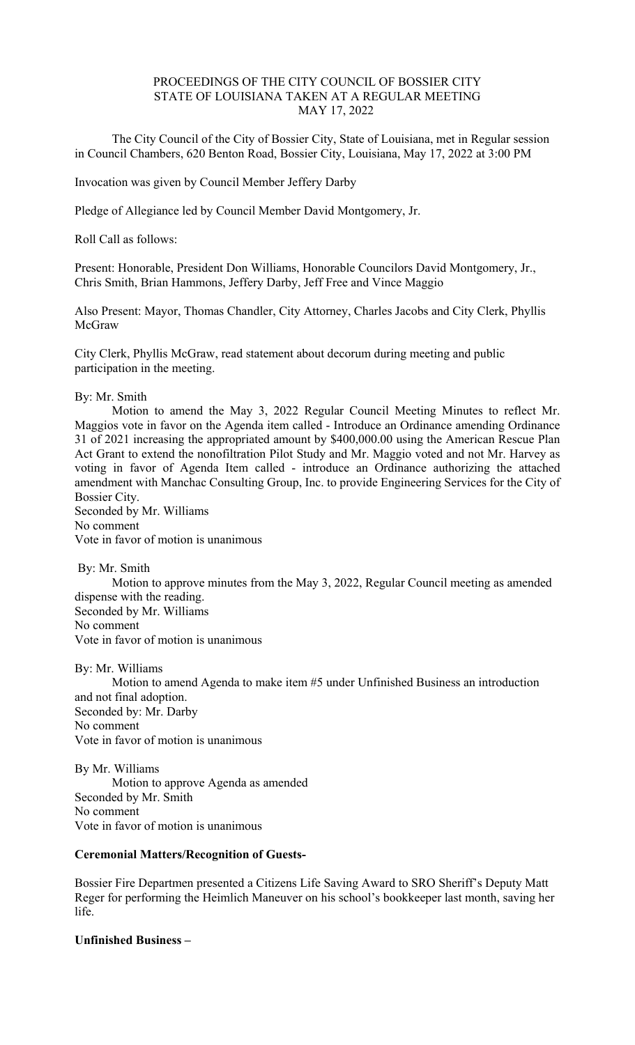PROCEEDINGS OF THE CITY COUNCIL OF BOSSIER CITY
STATE OF LOUISIANA TAKEN AT A REGULAR MEETING
MAY 17, 2022

The City Council of the City of Bossier City, State of Louisiana, met in Regular session in Council Chambers, 620 Benton Road, Bossier City, Louisiana, May 17, 2022 at 3:00 PM

Invocation was given by Council Member Jeffery Darby

Pledge of Allegiance led by Council Member David Montgomery, Jr.

Roll Call as follows:

Present: Honorable, President Don Williams, Honorable Councilors David Montgomery, Jr., Chris Smith, Brian Hammons, Jeffery Darby, Jeff Free and Vince Maggio

Also Present: Mayor, Thomas Chandler, City Attorney, Charles Jacobs and City Clerk, Phyllis McGraw

City Clerk, Phyllis McGraw, read statement about decorum during meeting and public participation in the meeting.

By: Mr. Smith
Motion to amend the May 3, 2022 Regular Council Meeting Minutes to reflect Mr. Maggios vote in favor on the Agenda item called - Introduce an Ordinance amending Ordinance 31 of 2021 increasing the appropriated amount by $400,000.00 using the American Rescue Plan Act Grant to extend the nonfiltration Pilot Study and Mr. Maggio voted and not Mr. Harvey as voting in favor of Agenda Item called - introduce an Ordinance authorizing the attached amendment with Manchac Consulting Group, Inc. to provide Engineering Services for the City of Bossier City.
Seconded by Mr. Williams
No comment
Vote in favor of motion is unanimous

By: Mr. Smith
Motion to approve minutes from the May 3, 2022, Regular Council meeting as amended dispense with the reading.
Seconded by Mr. Williams
No comment
Vote in favor of motion is unanimous

By: Mr. Williams
Motion to amend Agenda to make item #5 under Unfinished Business an introduction and not final adoption.
Seconded by: Mr. Darby
No comment
Vote in favor of motion is unanimous

By Mr. Williams
Motion to approve Agenda as amended
Seconded by Mr. Smith
No comment
Vote in favor of motion is unanimous

**Ceremonial Matters/Recognition of Guests-**

Bossier Fire Departmen presented a Citizens Life Saving Award to SRO Sheriff's Deputy Matt Reger for performing the Heimlich Maneuver on his school's bookkeeper last month, saving her life.

**Unfinished Business –**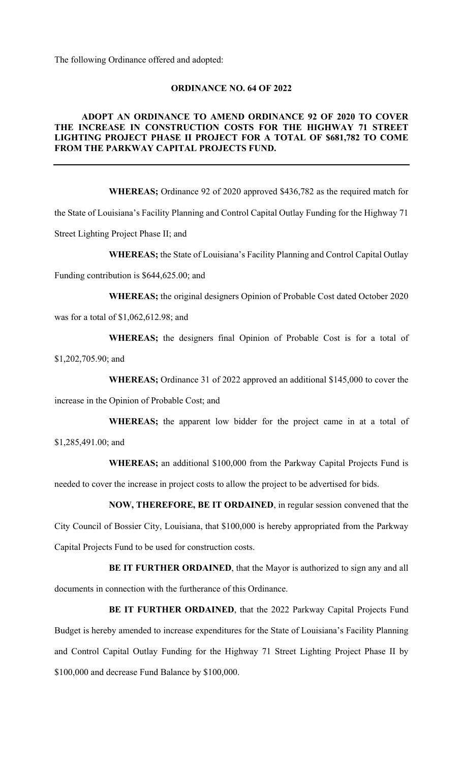The following Ordinance offered and adopted:

## ORDINANCE NO. 64 OF 2022

**ADOPT AN ORDINANCE TO AMEND ORDINANCE 92 OF 2020 TO COVER THE INCREASE IN CONSTRUCTION COSTS FOR THE HIGHWAY 71 STREET LIGHTING PROJECT PHASE II PROJECT FOR A TOTAL OF $681,782 TO COME FROM THE PARKWAY CAPITAL PROJECTS FUND.**

---

**WHEREAS;** Ordinance 92 of 2020 approved $436,782 as the required match for the State of Louisiana's Facility Planning and Control Capital Outlay Funding for the Highway 71 Street Lighting Project Phase II; and

**WHEREAS;** the State of Louisiana's Facility Planning and Control Capital Outlay Funding contribution is $644,625.00; and

**WHEREAS;** the original designers Opinion of Probable Cost dated October 2020 was for a total of $1,062,612.98; and

**WHEREAS;** the designers final Opinion of Probable Cost is for a total of $1,202,705.90; and

**WHEREAS;** Ordinance 31 of 2022 approved an additional $145,000 to cover the increase in the Opinion of Probable Cost; and

**WHEREAS;** the apparent low bidder for the project came in at a total of $1,285,491.00; and

**WHEREAS;** an additional $100,000 from the Parkway Capital Projects Fund is needed to cover the increase in project costs to allow the project to be advertised for bids.

**NOW, THEREFORE, BE IT ORDAINED**, in regular session convened that the City Council of Bossier City, Louisiana, that $100,000 is hereby appropriated from the Parkway Capital Projects Fund to be used for construction costs.

**BE IT FURTHER ORDAINED**, that the Mayor is authorized to sign any and all documents in connection with the furtherance of this Ordinance.

**BE IT FURTHER ORDAINED**, that the 2022 Parkway Capital Projects Fund Budget is hereby amended to increase expenditures for the State of Louisiana's Facility Planning and Control Capital Outlay Funding for the Highway 71 Street Lighting Project Phase II by $100,000 and decrease Fund Balance by $100,000.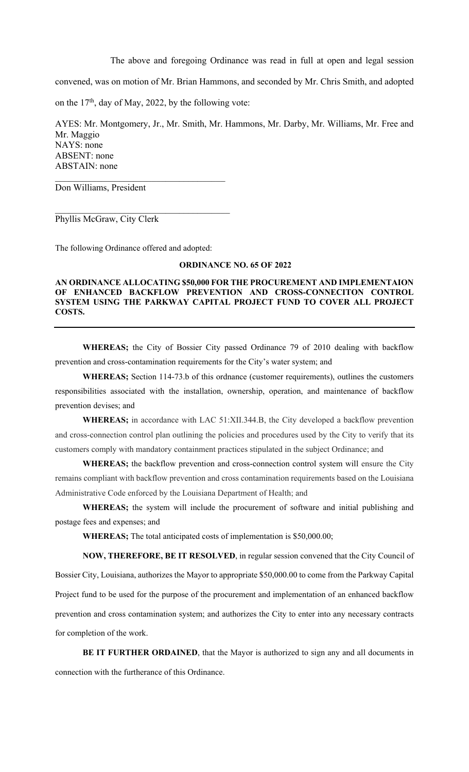The above and foregoing Ordinance was read in full at open and legal session convened, was on motion of Mr. Brian Hammons, and seconded by Mr. Chris Smith, and adopted on the 17th, day of May, 2022, by the following vote:

AYES: Mr. Montgomery, Jr., Mr. Smith, Mr. Hammons, Mr. Darby, Mr. Williams, Mr. Free and Mr. Maggio
NAYS: none
ABSENT: none
ABSTAIN: none

\_\_\_\_\_\_\_\_\_\_\_\_\_\_\_\_\_\_\_\_\_\_\_\_\_\_\_\_\_\_\_\_\_\_\_\_
Don Williams, President

\_\_\_\_\_\_\_\_\_\_\_\_\_\_\_\_\_\_\_\_\_\_\_\_\_\_\_\_\_\_\_\_\_\_\_\_
Phyllis McGraw, City Clerk

The following Ordinance offered and adopted:

**ORDINANCE NO. 65 OF 2022**

**AN ORDINANCE ALLOCATING $50,000 FOR THE PROCUREMENT AND IMPLEMENTAION OF ENHANCED BACKFLOW PREVENTION AND CROSS-CONNECITON CONTROL SYSTEM USING THE PARKWAY CAPITAL PROJECT FUND TO COVER ALL PROJECT COSTS.**

---

**WHEREAS;** the City of Bossier City passed Ordinance 79 of 2010 dealing with backflow prevention and cross-contamination requirements for the City's water system; and

**WHEREAS;** Section 114-73.b of this ordnance (customer requirements), outlines the customers responsibilities associated with the installation, ownership, operation, and maintenance of backflow prevention devises; and

**WHEREAS;** in accordance with LAC 51:XII.344.B, the City developed a backflow prevention and cross-connection control plan outlining the policies and procedures used by the City to verify that its customers comply with mandatory containment practices stipulated in the subject Ordinance; and

**WHEREAS;** the backflow prevention and cross-connection control system will ensure the City remains compliant with backflow prevention and cross contamination requirements based on the Louisiana Administrative Code enforced by the Louisiana Department of Health; and

**WHEREAS;** the system will include the procurement of software and initial publishing and postage fees and expenses; and

**WHEREAS;** The total anticipated costs of implementation is $50,000.00;

**NOW, THEREFORE, BE IT RESOLVED**, in regular session convened that the City Council of Bossier City, Louisiana, authorizes the Mayor to appropriate $50,000.00 to come from the Parkway Capital Project fund to be used for the purpose of the procurement and implementation of an enhanced backflow prevention and cross contamination system; and authorizes the City to enter into any necessary contracts for completion of the work.

**BE IT FURTHER ORDAINED**, that the Mayor is authorized to sign any and all documents in connection with the furtherance of this Ordinance.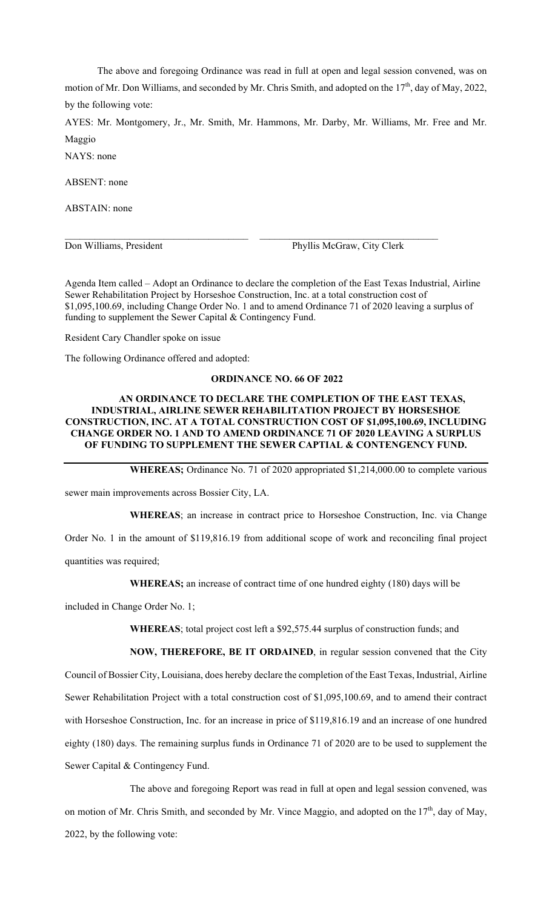The above and foregoing Ordinance was read in full at open and legal session convened, was on motion of Mr. Don Williams, and seconded by Mr. Chris Smith, and adopted on the 17th, day of May, 2022, by the following vote:

AYES: Mr. Montgomery, Jr., Mr. Smith, Mr. Hammons, Mr. Darby, Mr. Williams, Mr. Free and Mr. Maggio

NAYS: none

ABSENT: none

ABSTAIN: none

\_\_\_\_\_\_\_\_\_\_\_\_\_\_\_\_\_\_\_\_\_\_\_\_\_\_\_\_\_\_\_\_\_\_\_\_ \_\_\_\_\_\_\_\_\_\_\_\_\_\_\_\_\_\_\_\_\_\_\_\_\_\_\_\_\_\_\_\_\_\_\_\_

Don Williams, President Phyllis McGraw, City Clerk

Agenda Item called – Adopt an Ordinance to declare the completion of the East Texas Industrial, Airline Sewer Rehabilitation Project by Horseshoe Construction, Inc. at a total construction cost of $1,095,100.69, including Change Order No. 1 and to amend Ordinance 71 of 2020 leaving a surplus of funding to supplement the Sewer Capital & Contingency Fund.

Resident Cary Chandler spoke on issue

The following Ordinance offered and adopted:

**ORDINANCE NO. 66 OF 2022**

**AN ORDINANCE TO DECLARE THE COMPLETION OF THE EAST TEXAS, INDUSTRIAL, AIRLINE SEWER REHABILITATION PROJECT BY HORSESHOE CONSTRUCTION, INC. AT A TOTAL CONSTRUCTION COST OF $1,095,100.69, INCLUDING CHANGE ORDER NO. 1 AND TO AMEND ORDINANCE 71 OF 2020 LEAVING A SURPLUS OF FUNDING TO SUPPLEMENT THE SEWER CAPTIAL & CONTENGENCY FUND.**

---

**WHEREAS;** Ordinance No. 71 of 2020 appropriated $1,214,000.00 to complete various sewer main improvements across Bossier City, LA.

**WHEREAS**; an increase in contract price to Horseshoe Construction, Inc. via Change Order No. 1 in the amount of $119,816.19 from additional scope of work and reconciling final project quantities was required;

**WHEREAS;** an increase of contract time of one hundred eighty (180) days will be included in Change Order No. 1;

**WHEREAS**; total project cost left a $92,575.44 surplus of construction funds; and

**NOW, THEREFORE, BE IT ORDAINED**, in regular session convened that the City Council of Bossier City, Louisiana, does hereby declare the completion of the East Texas, Industrial, Airline Sewer Rehabilitation Project with a total construction cost of $1,095,100.69, and to amend their contract with Horseshoe Construction, Inc. for an increase in price of $119,816.19 and an increase of one hundred eighty (180) days. The remaining surplus funds in Ordinance 71 of 2020 are to be used to supplement the Sewer Capital & Contingency Fund.

The above and foregoing Report was read in full at open and legal session convened, was on motion of Mr. Chris Smith, and seconded by Mr. Vince Maggio, and adopted on the 17th, day of May, 2022, by the following vote: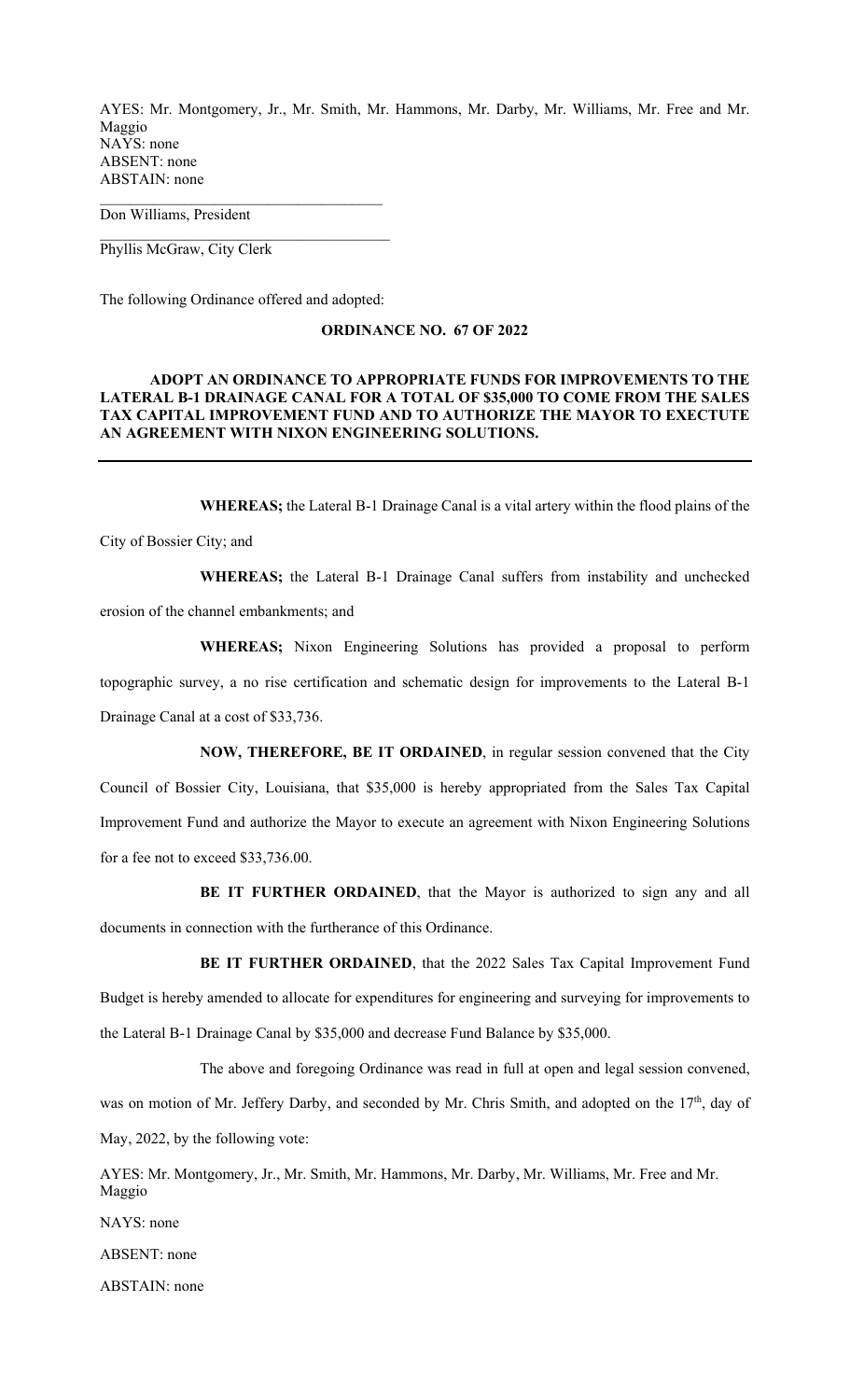AYES: Mr. Montgomery, Jr., Mr. Smith, Mr. Hammons, Mr. Darby, Mr. Williams, Mr. Free and Mr. Maggio
NAYS: none
ABSENT: none
ABSTAIN: none

\_\_\_\_\_\_\_\_\_\_\_\_\_\_\_\_\_\_\_\_\_\_\_\_\_\_\_\_\_\_\_\_\_\_\_\_
Don Williams, President

\_\_\_\_\_\_\_\_\_\_\_\_\_\_\_\_\_\_\_\_\_\_\_\_\_\_\_\_\_\_\_\_\_\_\_\_
Phyllis McGraw, City Clerk

The following Ordinance offered and adopted:

**ORDINANCE NO. 67 OF 2022**

**ADOPT AN ORDINANCE TO APPROPRIATE FUNDS FOR IMPROVEMENTS TO THE LATERAL B-1 DRAINAGE CANAL FOR A TOTAL OF $35,000 TO COME FROM THE SALES TAX CAPITAL IMPROVEMENT FUND AND TO AUTHORIZE THE MAYOR TO EXECTUTE AN AGREEMENT WITH NIXON ENGINEERING SOLUTIONS.**

---

**WHEREAS;** the Lateral B-1 Drainage Canal is a vital artery within the flood plains of the City of Bossier City; and

**WHEREAS;** the Lateral B-1 Drainage Canal suffers from instability and unchecked erosion of the channel embankments; and

**WHEREAS;** Nixon Engineering Solutions has provided a proposal to perform topographic survey, a no rise certification and schematic design for improvements to the Lateral B-1 Drainage Canal at a cost of $33,736.

**NOW, THEREFORE, BE IT ORDAINED**, in regular session convened that the City Council of Bossier City, Louisiana, that $35,000 is hereby appropriated from the Sales Tax Capital Improvement Fund and authorize the Mayor to execute an agreement with Nixon Engineering Solutions for a fee not to exceed $33,736.00.

**BE IT FURTHER ORDAINED**, that the Mayor is authorized to sign any and all documents in connection with the furtherance of this Ordinance.

**BE IT FURTHER ORDAINED**, that the 2022 Sales Tax Capital Improvement Fund Budget is hereby amended to allocate for expenditures for engineering and surveying for improvements to the Lateral B-1 Drainage Canal by $35,000 and decrease Fund Balance by $35,000.

The above and foregoing Ordinance was read in full at open and legal session convened, was on motion of Mr. Jeffery Darby, and seconded by Mr. Chris Smith, and adopted on the 17th, day of May, 2022, by the following vote:

AYES: Mr. Montgomery, Jr., Mr. Smith, Mr. Hammons, Mr. Darby, Mr. Williams, Mr. Free and Mr. Maggio

NAYS: none

ABSENT: none

ABSTAIN: none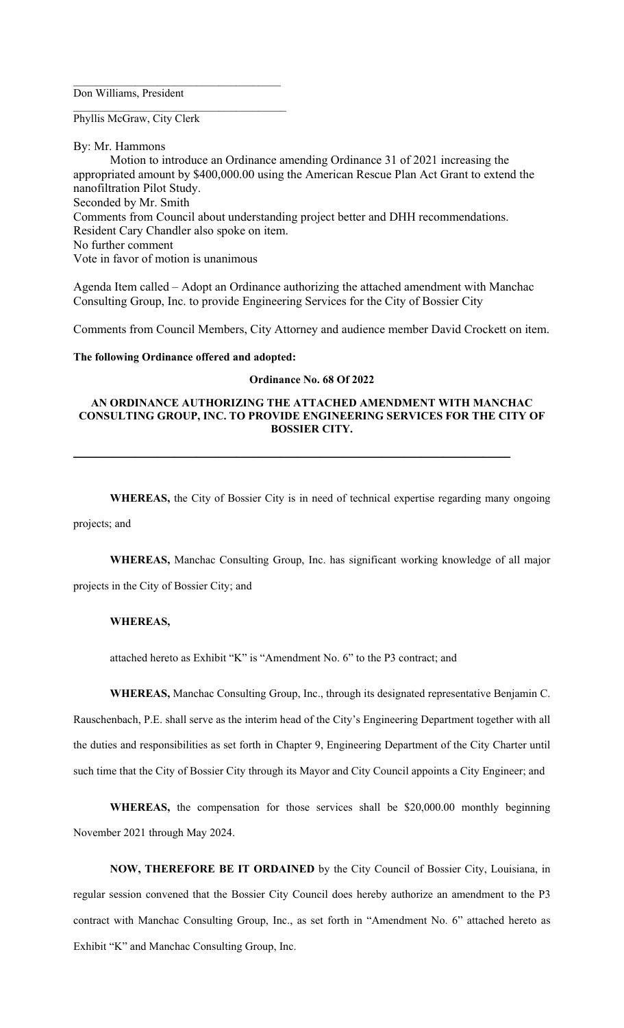\_\_\_\_\_\_\_\_\_\_\_\_\_\_\_\_\_\_\_\_\_\_\_\_\_\_\_\_\_\_\_\_\_\_\_\_\_\_

Don Williams, President

\_\_\_\_\_\_\_\_\_\_\_\_\_\_\_\_\_\_\_\_\_\_\_\_\_\_\_\_\_\_\_\_\_\_\_\_\_\_

Phyllis McGraw, City Clerk

By: Mr. Hammons

Motion to introduce an Ordinance amending Ordinance 31 of 2021 increasing the appropriated amount by $400,000.00 using the American Rescue Plan Act Grant to extend the nanofiltration Pilot Study.

Seconded by Mr. Smith

Comments from Council about understanding project better and DHH recommendations.

Resident Cary Chandler also spoke on item.

No further comment

Vote in favor of motion is unanimous

Agenda Item called – Adopt an Ordinance authorizing the attached amendment with Manchac Consulting Group, Inc. to provide Engineering Services for the City of Bossier City

Comments from Council Members, City Attorney and audience member David Crockett on item.

**The following Ordinance offered and adopted:**

**Ordinance No. 68 Of 2022**

**AN ORDINANCE AUTHORIZING THE ATTACHED AMENDMENT WITH MANCHAC CONSULTING GROUP, INC. TO PROVIDE ENGINEERING SERVICES FOR THE CITY OF BOSSIER CITY.**

---

**WHEREAS,** the City of Bossier City is in need of technical expertise regarding many ongoing projects; and

**WHEREAS,** Manchac Consulting Group, Inc. has significant working knowledge of all major projects in the City of Bossier City; and

**WHEREAS,**

attached hereto as Exhibit "K" is "Amendment No. 6" to the P3 contract; and

**WHEREAS,** Manchac Consulting Group, Inc., through its designated representative Benjamin C. Rauschenbach, P.E. shall serve as the interim head of the City's Engineering Department together with all the duties and responsibilities as set forth in Chapter 9, Engineering Department of the City Charter until such time that the City of Bossier City through its Mayor and City Council appoints a City Engineer; and

**WHEREAS,** the compensation for those services shall be $20,000.00 monthly beginning November 2021 through May 2024.

**NOW, THEREFORE BE IT ORDAINED** by the City Council of Bossier City, Louisiana, in regular session convened that the Bossier City Council does hereby authorize an amendment to the P3 contract with Manchac Consulting Group, Inc., as set forth in "Amendment No. 6" attached hereto as Exhibit "K" and Manchac Consulting Group, Inc.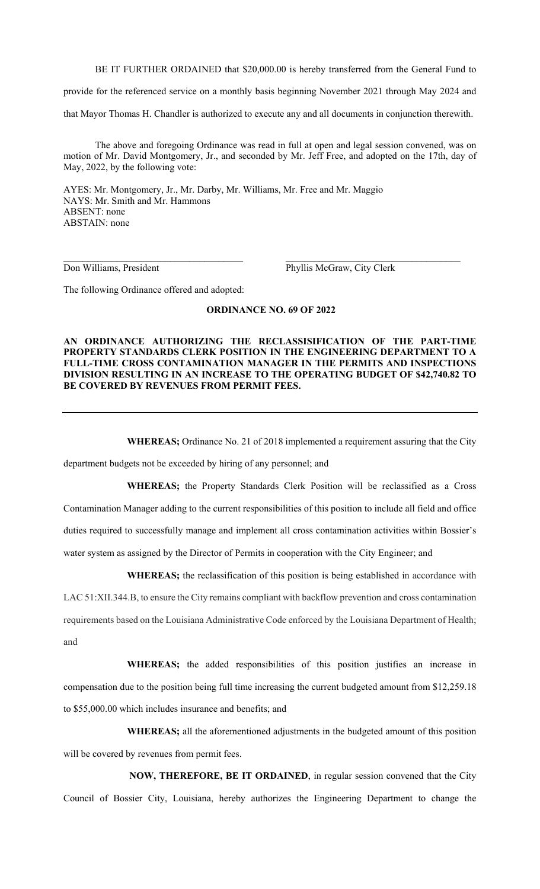BE IT FURTHER ORDAINED that $20,000.00 is hereby transferred from the General Fund to provide for the referenced service on a monthly basis beginning November 2021 through May 2024 and that Mayor Thomas H. Chandler is authorized to execute any and all documents in conjunction therewith.

The above and foregoing Ordinance was read in full at open and legal session convened, was on motion of Mr. David Montgomery, Jr., and seconded by Mr. Jeff Free, and adopted on the 17th, day of May, 2022, by the following vote:

AYES: Mr. Montgomery, Jr., Mr. Darby, Mr. Williams, Mr. Free and Mr. Maggio
NAYS: Mr. Smith and Mr. Hammons
ABSENT: none
ABSTAIN: none

Don Williams, President

Phyllis McGraw, City Clerk

The following Ordinance offered and adopted:

**ORDINANCE NO. 69 OF 2022**

**AN ORDINANCE AUTHORIZING THE RECLASSISIFICATION OF THE PART-TIME PROPERTY STANDARDS CLERK POSITION IN THE ENGINEERING DEPARTMENT TO A FULL-TIME CROSS CONTAMINATION MANAGER IN THE PERMITS AND INSPECTIONS DIVISION RESULTING IN AN INCREASE TO THE OPERATING BUDGET OF $42,740.82 TO BE COVERED BY REVENUES FROM PERMIT FEES.**

---

**WHEREAS;** Ordinance No. 21 of 2018 implemented a requirement assuring that the City department budgets not be exceeded by hiring of any personnel; and

**WHEREAS;** the Property Standards Clerk Position will be reclassified as a Cross Contamination Manager adding to the current responsibilities of this position to include all field and office duties required to successfully manage and implement all cross contamination activities within Bossier's water system as assigned by the Director of Permits in cooperation with the City Engineer; and

**WHEREAS;** the reclassification of this position is being established in accordance with LAC 51:XII.344.B, to ensure the City remains compliant with backflow prevention and cross contamination requirements based on the Louisiana Administrative Code enforced by the Louisiana Department of Health; and

**WHEREAS;** the added responsibilities of this position justifies an increase in compensation due to the position being full time increasing the current budgeted amount from $12,259.18 to $55,000.00 which includes insurance and benefits; and

**WHEREAS;** all the aforementioned adjustments in the budgeted amount of this position will be covered by revenues from permit fees.

**NOW, THEREFORE, BE IT ORDAINED**, in regular session convened that the City Council of Bossier City, Louisiana, hereby authorizes the Engineering Department to change the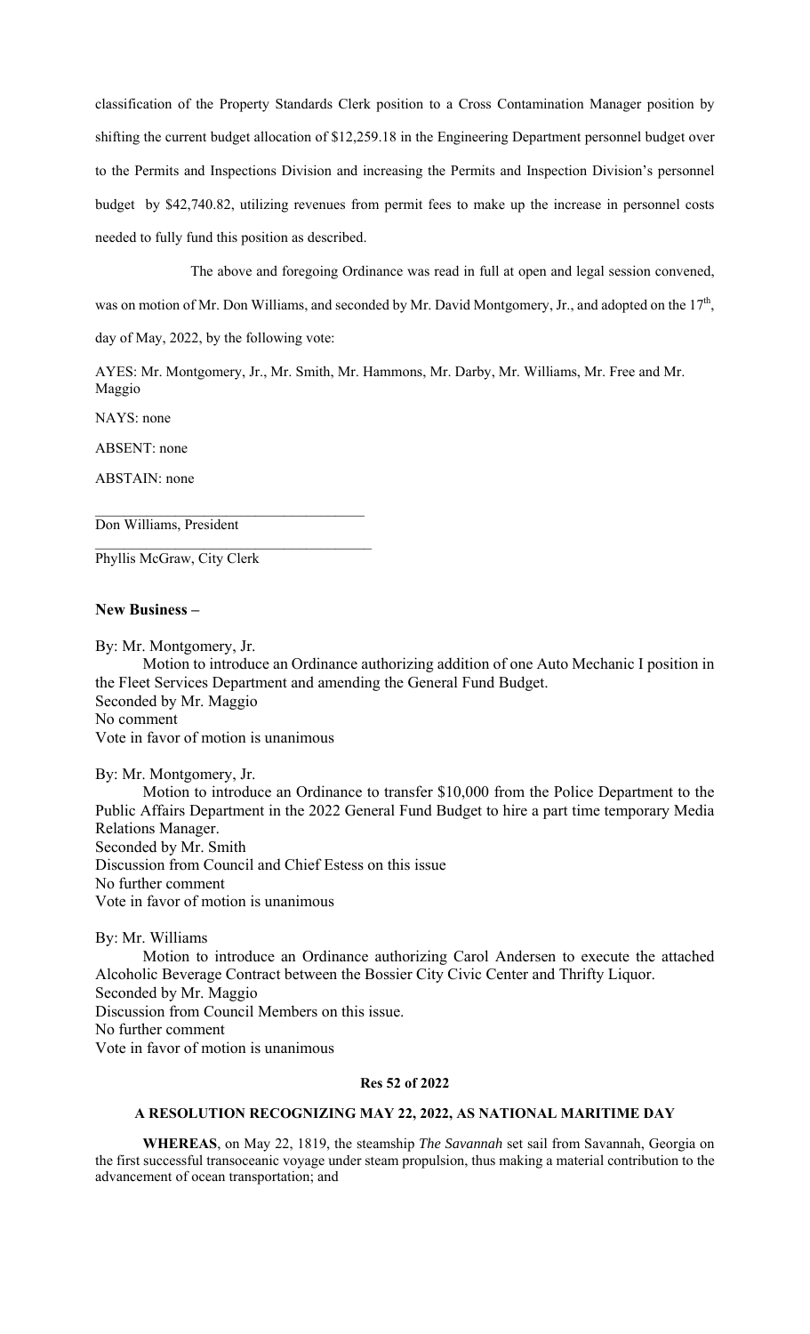classification of the Property Standards Clerk position to a Cross Contamination Manager position by shifting the current budget allocation of $12,259.18 in the Engineering Department personnel budget over to the Permits and Inspections Division and increasing the Permits and Inspection Division's personnel budget by $42,740.82, utilizing revenues from permit fees to make up the increase in personnel costs needed to fully fund this position as described.

The above and foregoing Ordinance was read in full at open and legal session convened, was on motion of Mr. Don Williams, and seconded by Mr. David Montgomery, Jr., and adopted on the 17th, day of May, 2022, by the following vote:

AYES: Mr. Montgomery, Jr., Mr. Smith, Mr. Hammons, Mr. Darby, Mr. Williams, Mr. Free and Mr. Maggio

NAYS: none

ABSENT: none

ABSTAIN: none

\_\_\_\_\_\_\_\_\_\_\_\_\_\_\_\_\_\_\_\_\_\_\_\_\_\_\_\_\_\_\_\_\_\_\_\_\_\_
Don Williams, President

\_\_\_\_\_\_\_\_\_\_\_\_\_\_\_\_\_\_\_\_\_\_\_\_\_\_\_\_\_\_\_\_\_\_\_\_\_\_
Phyllis McGraw, City Clerk

**New Business –**

By: Mr. Montgomery, Jr.
Motion to introduce an Ordinance authorizing addition of one Auto Mechanic I position in the Fleet Services Department and amending the General Fund Budget.
Seconded by Mr. Maggio
No comment
Vote in favor of motion is unanimous

By: Mr. Montgomery, Jr.
Motion to introduce an Ordinance to transfer $10,000 from the Police Department to the Public Affairs Department in the 2022 General Fund Budget to hire a part time temporary Media Relations Manager.
Seconded by Mr. Smith
Discussion from Council and Chief Estess on this issue
No further comment
Vote in favor of motion is unanimous

By: Mr. Williams
Motion to introduce an Ordinance authorizing Carol Andersen to execute the attached Alcoholic Beverage Contract between the Bossier City Civic Center and Thrifty Liquor.
Seconded by Mr. Maggio
Discussion from Council Members on this issue.
No further comment
Vote in favor of motion is unanimous

**Res 52 of 2022**

**A RESOLUTION RECOGNIZING MAY 22, 2022, AS NATIONAL MARITIME DAY**

**WHEREAS**, on May 22, 1819, the steamship *The Savannah* set sail from Savannah, Georgia on the first successful transoceanic voyage under steam propulsion, thus making a material contribution to the advancement of ocean transportation; and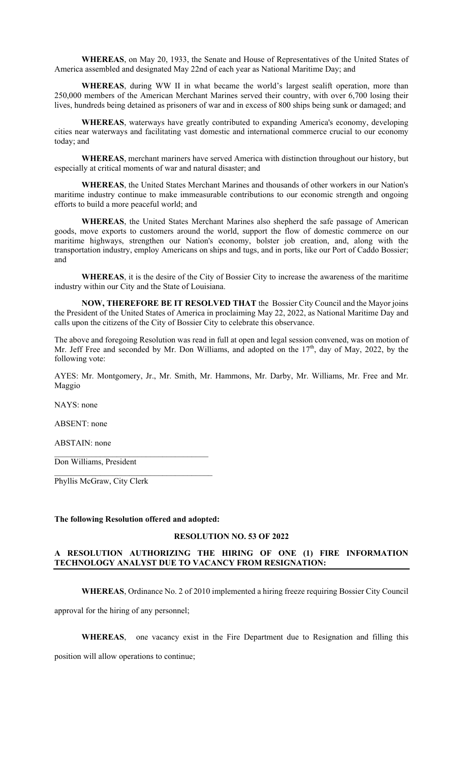**WHEREAS**, on May 20, 1933, the Senate and House of Representatives of the United States of America assembled and designated May 22nd of each year as National Maritime Day; and

**WHEREAS**, during WW II in what became the world's largest sealift operation, more than 250,000 members of the American Merchant Marines served their country, with over 6,700 losing their lives, hundreds being detained as prisoners of war and in excess of 800 ships being sunk or damaged; and

**WHEREAS**, waterways have greatly contributed to expanding America's economy, developing cities near waterways and facilitating vast domestic and international commerce crucial to our economy today; and

**WHEREAS**, merchant mariners have served America with distinction throughout our history, but especially at critical moments of war and natural disaster; and

**WHEREAS**, the United States Merchant Marines and thousands of other workers in our Nation's maritime industry continue to make immeasurable contributions to our economic strength and ongoing efforts to build a more peaceful world; and

**WHEREAS**, the United States Merchant Marines also shepherd the safe passage of American goods, move exports to customers around the world, support the flow of domestic commerce on our maritime highways, strengthen our Nation's economy, bolster job creation, and, along with the transportation industry, employ Americans on ships and tugs, and in ports, like our Port of Caddo Bossier; and

**WHEREAS**, it is the desire of the City of Bossier City to increase the awareness of the maritime industry within our City and the State of Louisiana.

**NOW, THEREFORE BE IT RESOLVED THAT** the Bossier City Council and the Mayor joins the President of the United States of America in proclaiming May 22, 2022, as National Maritime Day and calls upon the citizens of the City of Bossier City to celebrate this observance.

The above and foregoing Resolution was read in full at open and legal session convened, was on motion of Mr. Jeff Free and seconded by Mr. Don Williams, and adopted on the 17th, day of May, 2022, by the following vote:

AYES: Mr. Montgomery, Jr., Mr. Smith, Mr. Hammons, Mr. Darby, Mr. Williams, Mr. Free and Mr. Maggio

NAYS: none

ABSENT: none

ABSTAIN: none

\_\_\_\_\_\_\_\_\_\_\_\_\_\_\_\_\_\_\_\_\_\_\_\_\_\_\_\_\_\_\_\_\_\_\_\_\_\_
Don Williams, President

\_\_\_\_\_\_\_\_\_\_\_\_\_\_\_\_\_\_\_\_\_\_\_\_\_\_\_\_\_\_\_\_\_\_\_\_\_\_
Phyllis McGraw, City Clerk

**The following Resolution offered and adopted:**

**RESOLUTION NO. 53 OF 2022**

**A RESOLUTION AUTHORIZING THE HIRING OF ONE (1) FIRE INFORMATION TECHNOLOGY ANALYST DUE TO VACANCY FROM RESIGNATION:**

**WHEREAS**, Ordinance No. 2 of 2010 implemented a hiring freeze requiring Bossier City Council approval for the hiring of any personnel;

**WHEREAS**, one vacancy exist in the Fire Department due to Resignation and filling this position will allow operations to continue;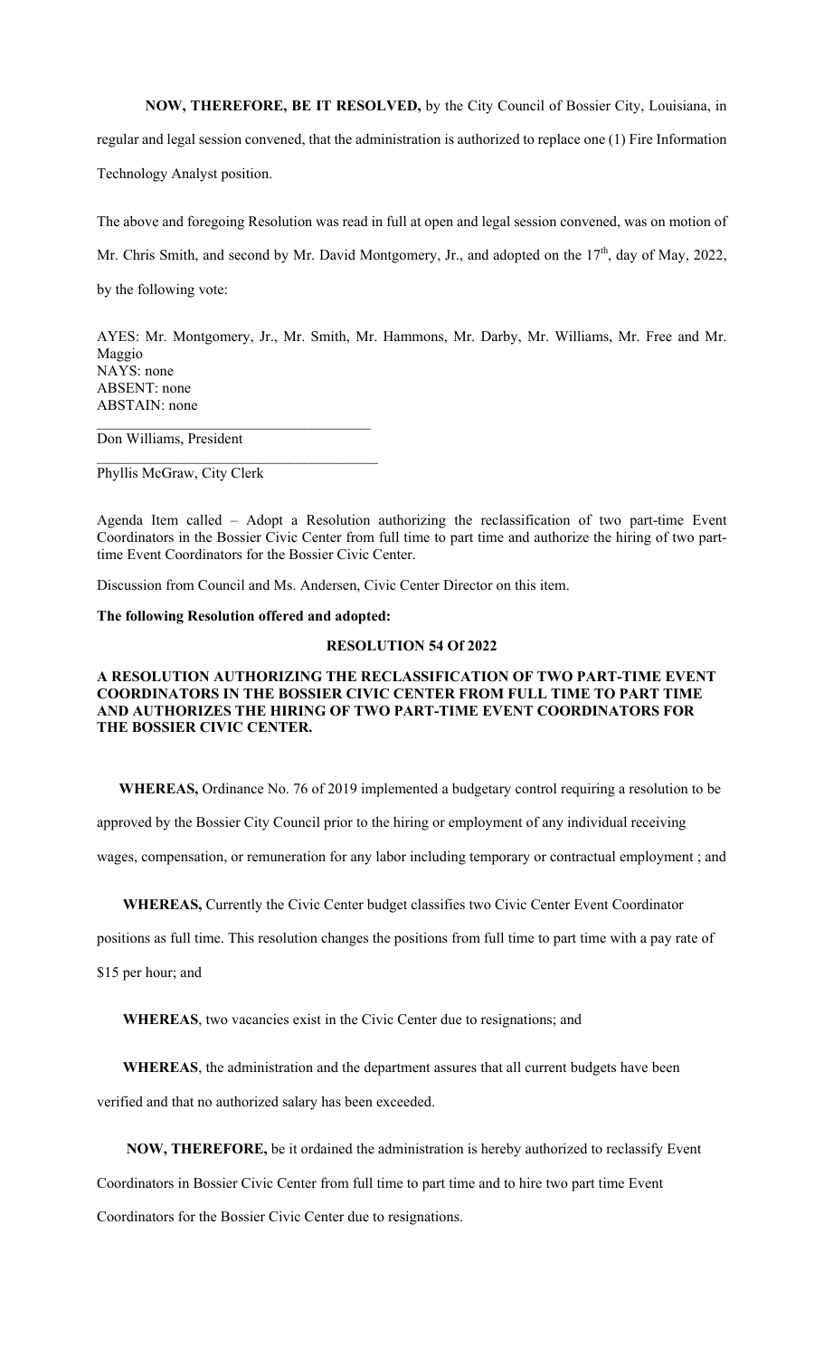**NOW, THEREFORE, BE IT RESOLVED,** by the City Council of Bossier City, Louisiana, in regular and legal session convened, that the administration is authorized to replace one (1) Fire Information Technology Analyst position.

The above and foregoing Resolution was read in full at open and legal session convened, was on motion of Mr. Chris Smith, and second by Mr. David Montgomery, Jr., and adopted on the 17th, day of May, 2022, by the following vote:

AYES: Mr. Montgomery, Jr., Mr. Smith, Mr. Hammons, Mr. Darby, Mr. Williams, Mr. Free and Mr. Maggio
NAYS: none
ABSENT: none
ABSTAIN: none

\_\_\_\_\_\_\_\_\_\_\_\_\_\_\_\_\_\_\_\_\_\_\_\_\_\_\_\_\_\_\_\_\_\_\_\_
Don Williams, President

\_\_\_\_\_\_\_\_\_\_\_\_\_\_\_\_\_\_\_\_\_\_\_\_\_\_\_\_\_\_\_\_\_\_\_\_
Phyllis McGraw, City Clerk

Agenda Item called – Adopt a Resolution authorizing the reclassification of two part-time Event Coordinators in the Bossier Civic Center from full time to part time and authorize the hiring of two part-time Event Coordinators for the Bossier Civic Center.

Discussion from Council and Ms. Andersen, Civic Center Director on this item.

**The following Resolution offered and adopted:**

**RESOLUTION 54 Of 2022**

**A RESOLUTION AUTHORIZING THE RECLASSIFICATION OF TWO PART-TIME EVENT COORDINATORS IN THE BOSSIER CIVIC CENTER FROM FULL TIME TO PART TIME AND AUTHORIZES THE HIRING OF TWO PART-TIME EVENT COORDINATORS FOR THE BOSSIER CIVIC CENTER.**

**WHEREAS,** Ordinance No. 76 of 2019 implemented a budgetary control requiring a resolution to be approved by the Bossier City Council prior to the hiring or employment of any individual receiving wages, compensation, or remuneration for any labor including temporary or contractual employment ; and

**WHEREAS,** Currently the Civic Center budget classifies two Civic Center Event Coordinator positions as full time. This resolution changes the positions from full time to part time with a pay rate of $15 per hour; and

**WHEREAS**, two vacancies exist in the Civic Center due to resignations; and

**WHEREAS**, the administration and the department assures that all current budgets have been verified and that no authorized salary has been exceeded.

**NOW, THEREFORE,** be it ordained the administration is hereby authorized to reclassify Event Coordinators in Bossier Civic Center from full time to part time and to hire two part time Event Coordinators for the Bossier Civic Center due to resignations.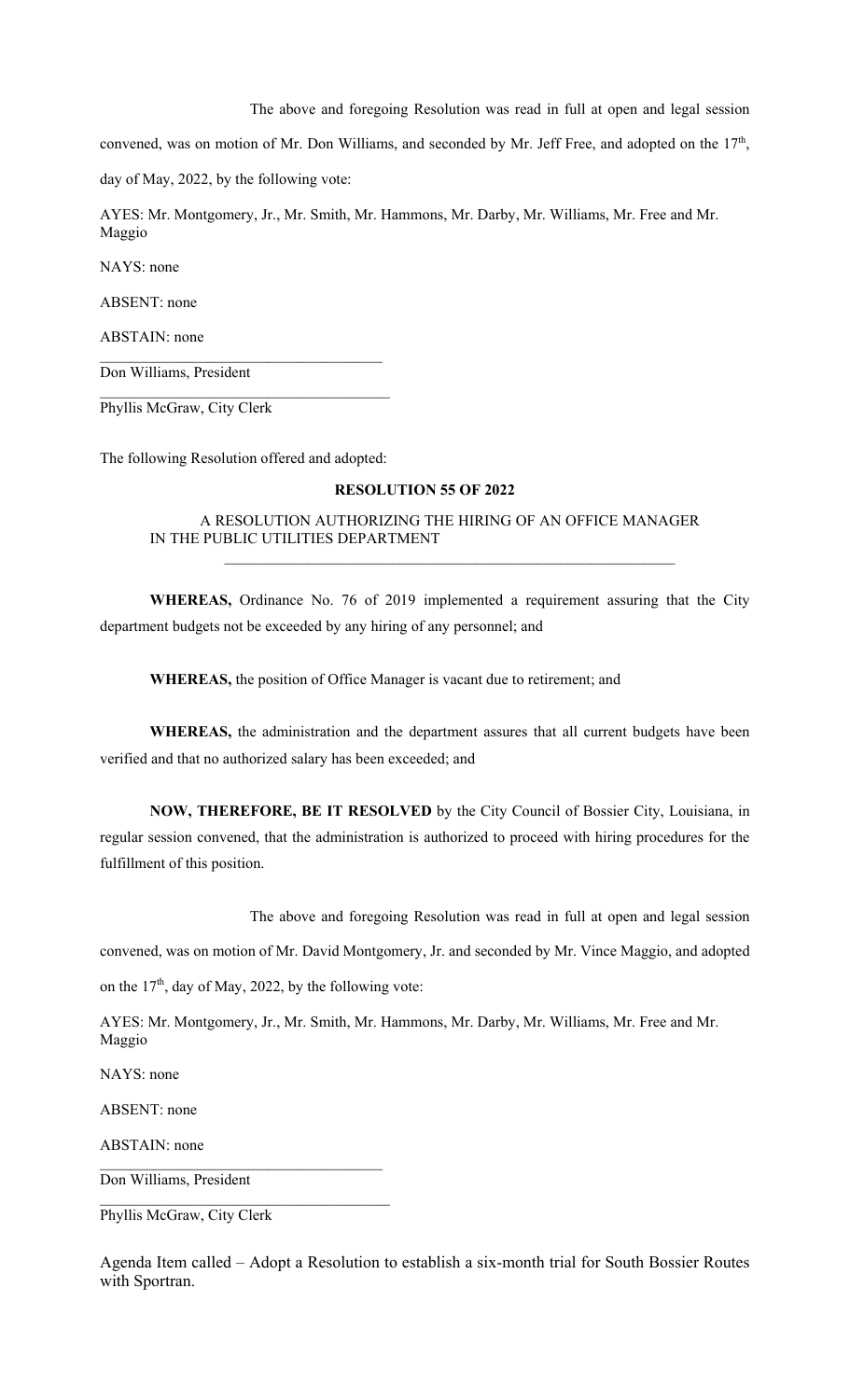The above and foregoing Resolution was read in full at open and legal session convened, was on motion of Mr. Don Williams, and seconded by Mr. Jeff Free, and adopted on the 17th, day of May, 2022, by the following vote:

AYES: Mr. Montgomery, Jr., Mr. Smith, Mr. Hammons, Mr. Darby, Mr. Williams, Mr. Free and Mr. Maggio

NAYS: none

ABSENT: none

ABSTAIN: none

\_\_\_\_\_\_\_\_\_\_\_\_\_\_\_\_\_\_\_\_\_\_\_\_\_\_\_\_\_\_\_\_\_\_\_\_\_\_

Don Williams, President

\_\_\_\_\_\_\_\_\_\_\_\_\_\_\_\_\_\_\_\_\_\_\_\_\_\_\_\_\_\_\_\_\_\_\_\_\_\_

Phyllis McGraw, City Clerk

The following Resolution offered and adopted:

**RESOLUTION 55 OF 2022**

A RESOLUTION AUTHORIZING THE HIRING OF AN OFFICE MANAGER IN THE PUBLIC UTILITIES DEPARTMENT

---

**WHEREAS,** Ordinance No. 76 of 2019 implemented a requirement assuring that the City department budgets not be exceeded by any hiring of any personnel; and

**WHEREAS,** the position of Office Manager is vacant due to retirement; and

**WHEREAS,** the administration and the department assures that all current budgets have been verified and that no authorized salary has been exceeded; and

**NOW, THEREFORE, BE IT RESOLVED** by the City Council of Bossier City, Louisiana, in regular session convened, that the administration is authorized to proceed with hiring procedures for the fulfillment of this position.

The above and foregoing Resolution was read in full at open and legal session convened, was on motion of Mr. David Montgomery, Jr. and seconded by Mr. Vince Maggio, and adopted on the 17th, day of May, 2022, by the following vote:

AYES: Mr. Montgomery, Jr., Mr. Smith, Mr. Hammons, Mr. Darby, Mr. Williams, Mr. Free and Mr. Maggio

NAYS: none

ABSENT: none

ABSTAIN: none

\_\_\_\_\_\_\_\_\_\_\_\_\_\_\_\_\_\_\_\_\_\_\_\_\_\_\_\_\_\_\_\_\_\_\_\_\_\_

Don Williams, President

\_\_\_\_\_\_\_\_\_\_\_\_\_\_\_\_\_\_\_\_\_\_\_\_\_\_\_\_\_\_\_\_\_\_\_\_\_\_

Phyllis McGraw, City Clerk

Agenda Item called – Adopt a Resolution to establish a six-month trial for South Bossier Routes with Sportran.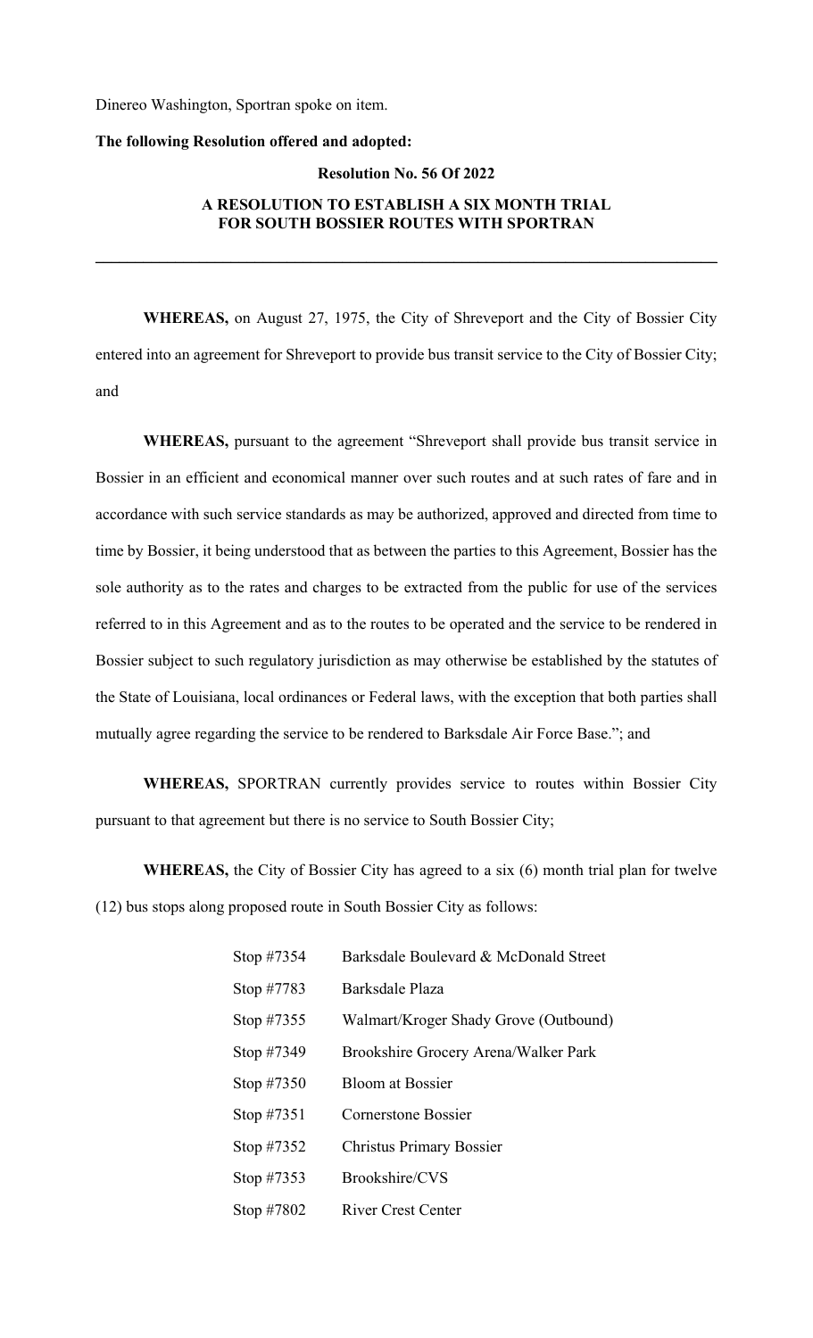Dinereo Washington, Sportran spoke on item.

**The following Resolution offered and adopted:**

**Resolution No. 56 Of 2022**

**A RESOLUTION TO ESTABLISH A SIX MONTH TRIAL FOR SOUTH BOSSIER ROUTES WITH SPORTRAN**

---

**WHEREAS,** on August 27, 1975, the City of Shreveport and the City of Bossier City entered into an agreement for Shreveport to provide bus transit service to the City of Bossier City; and

**WHEREAS,** pursuant to the agreement "Shreveport shall provide bus transit service in Bossier in an efficient and economical manner over such routes and at such rates of fare and in accordance with such service standards as may be authorized, approved and directed from time to time by Bossier, it being understood that as between the parties to this Agreement, Bossier has the sole authority as to the rates and charges to be extracted from the public for use of the services referred to in this Agreement and as to the routes to be operated and the service to be rendered in Bossier subject to such regulatory jurisdiction as may otherwise be established by the statutes of the State of Louisiana, local ordinances or Federal laws, with the exception that both parties shall mutually agree regarding the service to be rendered to Barksdale Air Force Base."; and

**WHEREAS,** SPORTRAN currently provides service to routes within Bossier City pursuant to that agreement but there is no service to South Bossier City;

**WHEREAS,** the City of Bossier City has agreed to a six (6) month trial plan for twelve (12) bus stops along proposed route in South Bossier City as follows:

| | |
|---|---|
| Stop #7354 | Barksdale Boulevard & McDonald Street |
| Stop #7783 | Barksdale Plaza |
| Stop #7355 | Walmart/Kroger Shady Grove (Outbound) |
| Stop #7349 | Brookshire Grocery Arena/Walker Park |
| Stop #7350 | Bloom at Bossier |
| Stop #7351 | Cornerstone Bossier |
| Stop #7352 | Christus Primary Bossier |
| Stop #7353 | Brookshire/CVS |
| Stop #7802 | River Crest Center |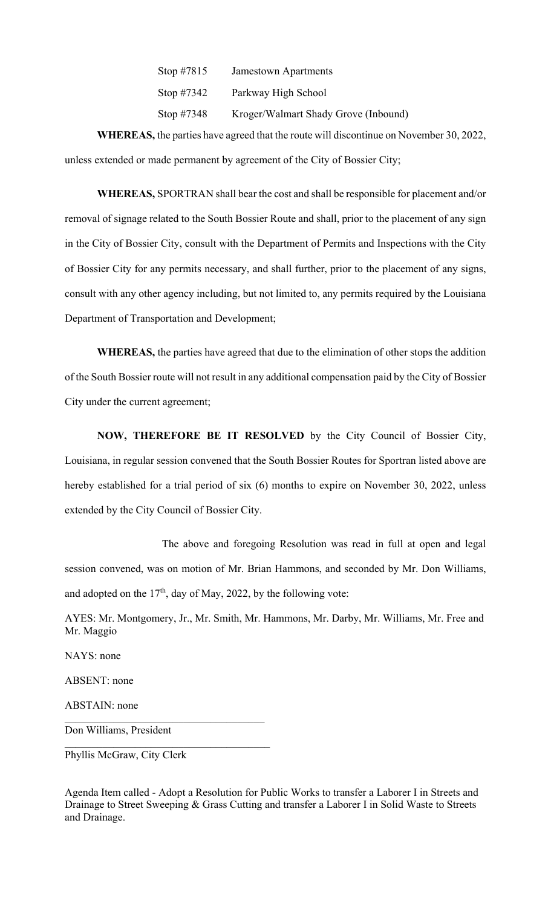Stop #7815 Jamestown Apartments

Stop #7342 Parkway High School

Stop #7348 Kroger/Walmart Shady Grove (Inbound)

**WHEREAS,** the parties have agreed that the route will discontinue on November 30, 2022, unless extended or made permanent by agreement of the City of Bossier City;

**WHEREAS,** SPORTRAN shall bear the cost and shall be responsible for placement and/or removal of signage related to the South Bossier Route and shall, prior to the placement of any sign in the City of Bossier City, consult with the Department of Permits and Inspections with the City of Bossier City for any permits necessary, and shall further, prior to the placement of any signs, consult with any other agency including, but not limited to, any permits required by the Louisiana Department of Transportation and Development;

**WHEREAS,** the parties have agreed that due to the elimination of other stops the addition of the South Bossier route will not result in any additional compensation paid by the City of Bossier City under the current agreement;

**NOW, THEREFORE BE IT RESOLVED** by the City Council of Bossier City, Louisiana, in regular session convened that the South Bossier Routes for Sportran listed above are hereby established for a trial period of six (6) months to expire on November 30, 2022, unless extended by the City Council of Bossier City.

The above and foregoing Resolution was read in full at open and legal session convened, was on motion of Mr. Brian Hammons, and seconded by Mr. Don Williams, and adopted on the 17th, day of May, 2022, by the following vote:

AYES: Mr. Montgomery, Jr., Mr. Smith, Mr. Hammons, Mr. Darby, Mr. Williams, Mr. Free and Mr. Maggio

NAYS: none

ABSENT: none

ABSTAIN: none

\_\_\_\_\_\_\_\_\_\_\_\_\_\_\_\_\_\_\_\_\_\_\_\_\_\_\_\_\_\_\_\_\_\_\_\_

Don Williams, President

\_\_\_\_\_\_\_\_\_\_\_\_\_\_\_\_\_\_\_\_\_\_\_\_\_\_\_\_\_\_\_\_\_\_\_\_

Phyllis McGraw, City Clerk

Agenda Item called - Adopt a Resolution for Public Works to transfer a Laborer I in Streets and Drainage to Street Sweeping & Grass Cutting and transfer a Laborer I in Solid Waste to Streets and Drainage.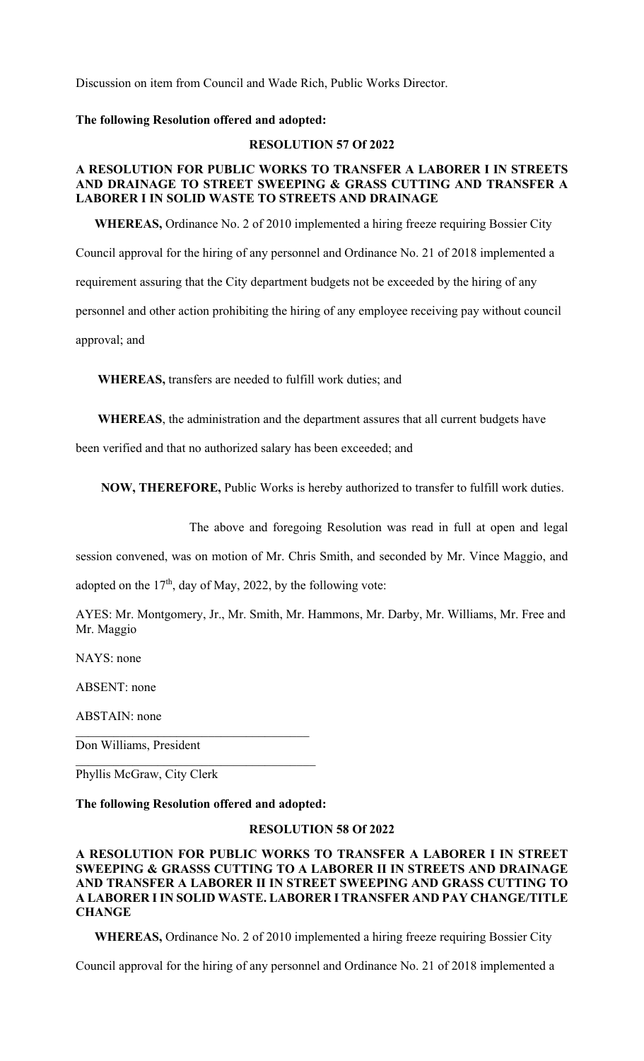Discussion on item from Council and Wade Rich, Public Works Director.

**The following Resolution offered and adopted:**

**RESOLUTION 57 Of 2022**

**A RESOLUTION FOR PUBLIC WORKS TO TRANSFER A LABORER I IN STREETS AND DRAINAGE TO STREET SWEEPING & GRASS CUTTING AND TRANSFER A LABORER I IN SOLID WASTE TO STREETS AND DRAINAGE**

**WHEREAS,** Ordinance No. 2 of 2010 implemented a hiring freeze requiring Bossier City Council approval for the hiring of any personnel and Ordinance No. 21 of 2018 implemented a requirement assuring that the City department budgets not be exceeded by the hiring of any personnel and other action prohibiting the hiring of any employee receiving pay without council approval; and

**WHEREAS,** transfers are needed to fulfill work duties; and

**WHEREAS**, the administration and the department assures that all current budgets have been verified and that no authorized salary has been exceeded; and

**NOW, THEREFORE,** Public Works is hereby authorized to transfer to fulfill work duties.

The above and foregoing Resolution was read in full at open and legal session convened, was on motion of Mr. Chris Smith, and seconded by Mr. Vince Maggio, and adopted on the 17th, day of May, 2022, by the following vote:

AYES: Mr. Montgomery, Jr., Mr. Smith, Mr. Hammons, Mr. Darby, Mr. Williams, Mr. Free and Mr. Maggio

NAYS: none

ABSENT: none

ABSTAIN: none

\_\_\_\_\_\_\_\_\_\_\_\_\_\_\_\_\_\_\_\_\_\_\_\_\_\_\_\_\_\_\_\_\_\_\_\_\_\_

Don Williams, President

\_\_\_\_\_\_\_\_\_\_\_\_\_\_\_\_\_\_\_\_\_\_\_\_\_\_\_\_\_\_\_\_\_\_\_\_\_\_

Phyllis McGraw, City Clerk

**The following Resolution offered and adopted:**

**RESOLUTION 58 Of 2022**

**A RESOLUTION FOR PUBLIC WORKS TO TRANSFER A LABORER I IN STREET SWEEPING & GRASSS CUTTING TO A LABORER II IN STREETS AND DRAINAGE AND TRANSFER A LABORER II IN STREET SWEEPING AND GRASS CUTTING TO A LABORER I IN SOLID WASTE. LABORER I TRANSFER AND PAY CHANGE/TITLE CHANGE**

**WHEREAS,** Ordinance No. 2 of 2010 implemented a hiring freeze requiring Bossier City Council approval for the hiring of any personnel and Ordinance No. 21 of 2018 implemented a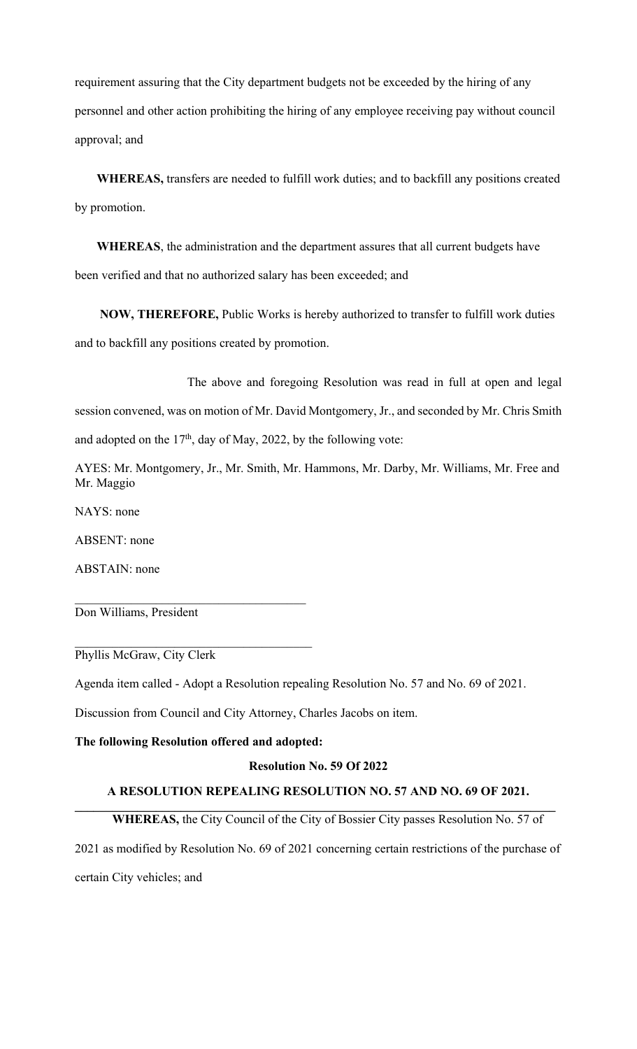requirement assuring that the City department budgets not be exceeded by the hiring of any personnel and other action prohibiting the hiring of any employee receiving pay without council approval; and

**WHEREAS,** transfers are needed to fulfill work duties; and to backfill any positions created by promotion.

**WHEREAS**, the administration and the department assures that all current budgets have been verified and that no authorized salary has been exceeded; and

**NOW, THEREFORE,** Public Works is hereby authorized to transfer to fulfill work duties and to backfill any positions created by promotion.

The above and foregoing Resolution was read in full at open and legal session convened, was on motion of Mr. David Montgomery, Jr., and seconded by Mr. Chris Smith and adopted on the 17th, day of May, 2022, by the following vote:

AYES: Mr. Montgomery, Jr., Mr. Smith, Mr. Hammons, Mr. Darby, Mr. Williams, Mr. Free and Mr. Maggio

NAYS: none

ABSENT: none

ABSTAIN: none

\_\_\_\_\_\_\_\_\_\_\_\_\_\_\_\_\_\_\_\_\_\_\_\_\_\_\_\_\_\_\_\_\_\_\_\_\_

Don Williams, President

\_\_\_\_\_\_\_\_\_\_\_\_\_\_\_\_\_\_\_\_\_\_\_\_\_\_\_\_\_\_\_\_\_\_\_\_\_

Phyllis McGraw, City Clerk

Agenda item called - Adopt a Resolution repealing Resolution No. 57 and No. 69 of 2021.

Discussion from Council and City Attorney, Charles Jacobs on item.

**The following Resolution offered and adopted:**

**Resolution No. 59 Of 2022**

**A RESOLUTION REPEALING RESOLUTION NO. 57 AND NO. 69 OF 2021.**

**WHEREAS,** the City Council of the City of Bossier City passes Resolution No. 57 of 2021 as modified by Resolution No. 69 of 2021 concerning certain restrictions of the purchase of certain City vehicles; and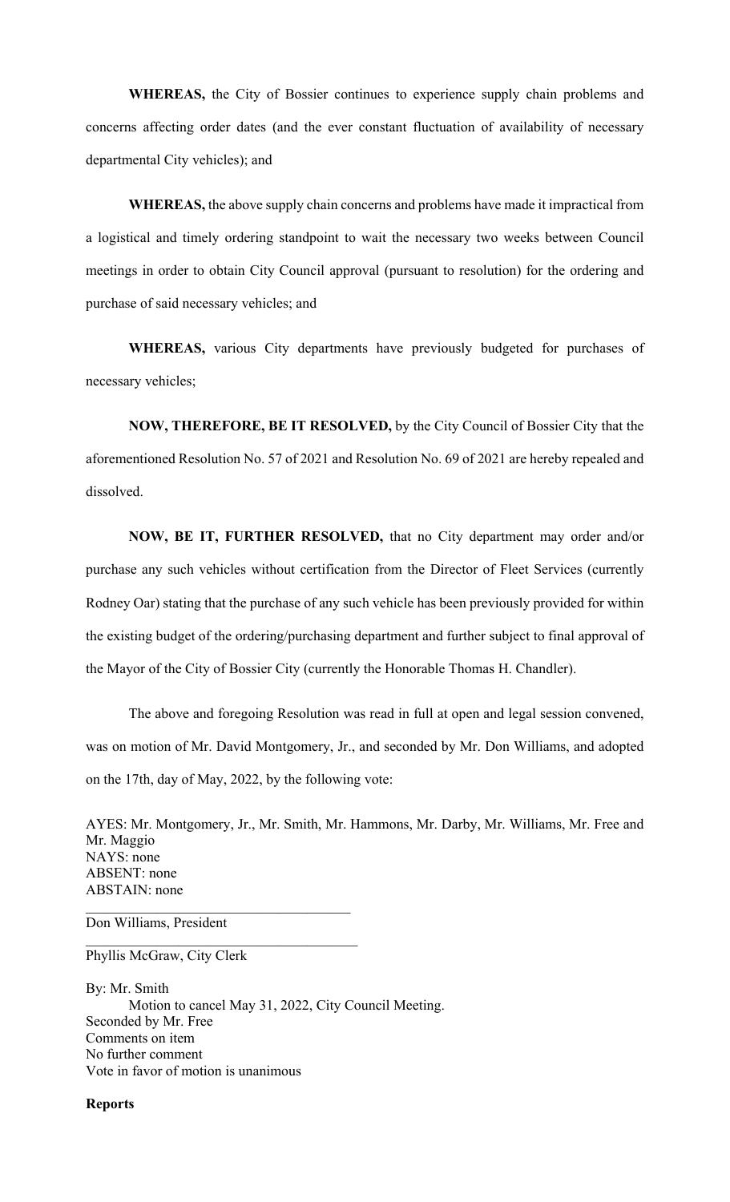**WHEREAS,** the City of Bossier continues to experience supply chain problems and concerns affecting order dates (and the ever constant fluctuation of availability of necessary departmental City vehicles); and

**WHEREAS,** the above supply chain concerns and problems have made it impractical from a logistical and timely ordering standpoint to wait the necessary two weeks between Council meetings in order to obtain City Council approval (pursuant to resolution) for the ordering and purchase of said necessary vehicles; and

**WHEREAS,** various City departments have previously budgeted for purchases of necessary vehicles;

**NOW, THEREFORE, BE IT RESOLVED,** by the City Council of Bossier City that the aforementioned Resolution No. 57 of 2021 and Resolution No. 69 of 2021 are hereby repealed and dissolved.

**NOW, BE IT, FURTHER RESOLVED,** that no City department may order and/or purchase any such vehicles without certification from the Director of Fleet Services (currently Rodney Oar) stating that the purchase of any such vehicle has been previously provided for within the existing budget of the ordering/purchasing department and further subject to final approval of the Mayor of the City of Bossier City (currently the Honorable Thomas H. Chandler).

The above and foregoing Resolution was read in full at open and legal session convened, was on motion of Mr. David Montgomery, Jr., and seconded by Mr. Don Williams, and adopted on the 17th, day of May, 2022, by the following vote:

AYES: Mr. Montgomery, Jr., Mr. Smith, Mr. Hammons, Mr. Darby, Mr. Williams, Mr. Free and Mr. Maggio
NAYS: none
ABSENT: none
ABSTAIN: none

\_\_\_\_\_\_\_\_\_\_\_\_\_\_\_\_\_\_\_\_\_\_\_\_\_\_\_\_\_\_\_\_\_\_\_\_
Don Williams, President

\_\_\_\_\_\_\_\_\_\_\_\_\_\_\_\_\_\_\_\_\_\_\_\_\_\_\_\_\_\_\_\_\_\_\_\_
Phyllis McGraw, City Clerk

By: Mr. Smith
Motion to cancel May 31, 2022, City Council Meeting.
Seconded by Mr. Free
Comments on item
No further comment
Vote in favor of motion is unanimous

**Reports**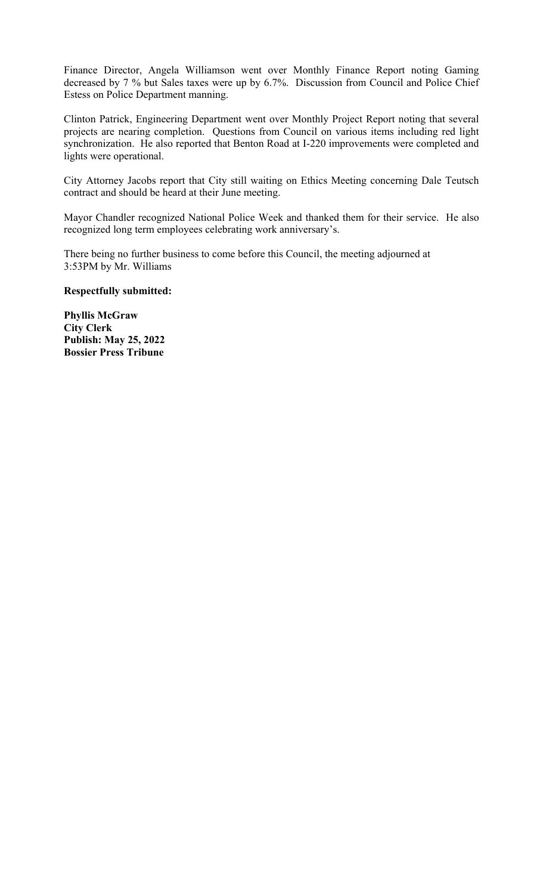Finance Director, Angela Williamson went over Monthly Finance Report noting Gaming decreased by 7 % but Sales taxes were up by 6.7%. Discussion from Council and Police Chief Estess on Police Department manning.

Clinton Patrick, Engineering Department went over Monthly Project Report noting that several projects are nearing completion. Questions from Council on various items including red light synchronization. He also reported that Benton Road at I-220 improvements were completed and lights were operational.

City Attorney Jacobs report that City still waiting on Ethics Meeting concerning Dale Teutsch contract and should be heard at their June meeting.

Mayor Chandler recognized National Police Week and thanked them for their service. He also recognized long term employees celebrating work anniversary's.

There being no further business to come before this Council, the meeting adjourned at 3:53PM by Mr. Williams

**Respectfully submitted:**

**Phyllis McGraw**
**City Clerk**
**Publish: May 25, 2022**
**Bossier Press Tribune**